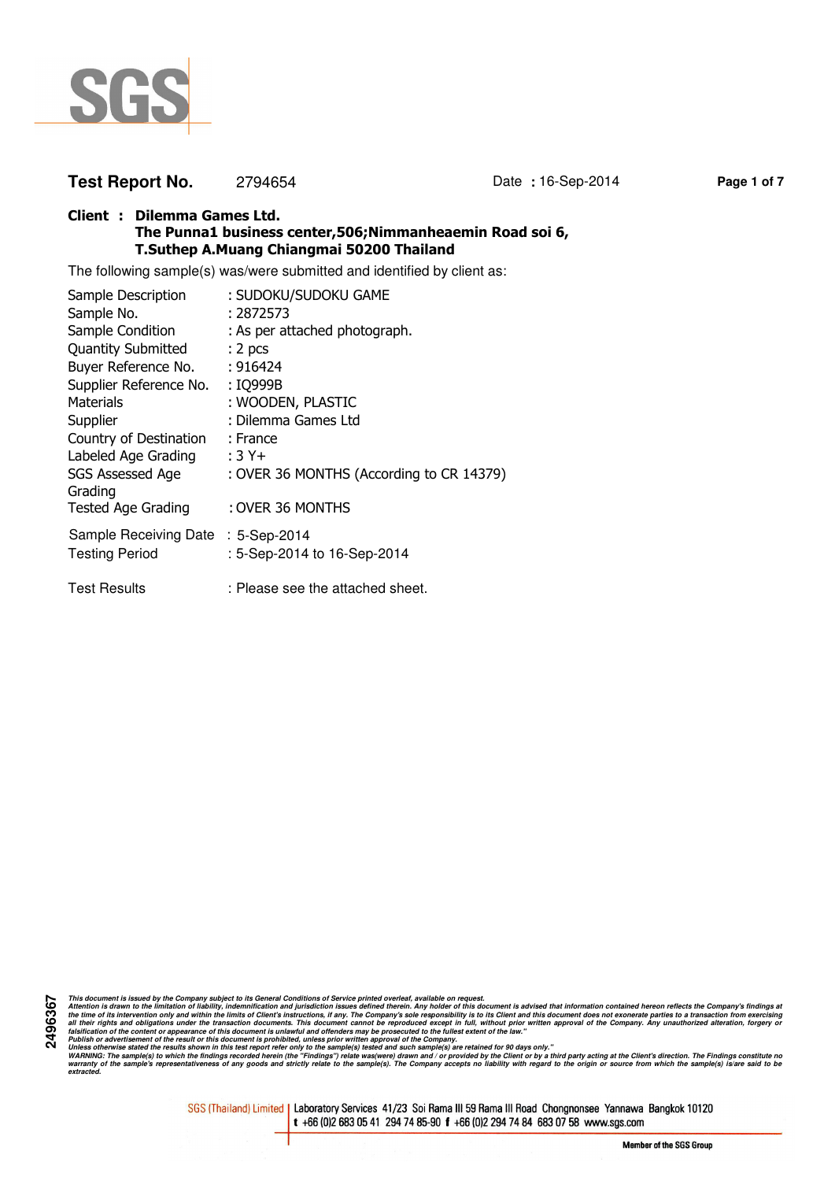SGS

**Test Report No.** 2794654 Date : 16-Sep-2014

**Client : Dilemma Games Ltd.**
**The Punna1 business center,506;Nimmanheaemin Road soi 6,**
**T.Suthep A.Muang Chiangmai 50200 Thailand**

The following sample(s) was/were submitted and identified by client as:

| | |
|---|---|
| Sample Description | : SUDOKU/SUDOKU GAME |
| Sample No. | : 2872573 |
| Sample Condition | : As per attached photograph. |
| Quantity Submitted | : 2 pcs |
| Buyer Reference No. | : 916424 |
| Supplier Reference No. | : IQ999B |
| Materials | : WOODEN, PLASTIC |
| Supplier | : Dilemma Games Ltd |
| Country of Destination | : France |
| Labeled Age Grading | : 3 Y+ |
| SGS Assessed Age Grading | : OVER 36 MONTHS (According to CR 14379) |
| Tested Age Grading | : OVER 36 MONTHS |
| Sample Receiving Date | : 5-Sep-2014 |
| Testing Period | : 5-Sep-2014 to 16-Sep-2014 |
| Test Results | : Please see the attached sheet. |

*This document is issued by the Company subject to its General Conditions of Service printed overleaf, available on request.*
*Attention is drawn to the limitation of liability, indemnification and jurisdiction issues defined therein. Any holder of this document is advised that information contained hereon reflects the Company's findings at the time of its intervention only and within the limits of Client's instructions, if any. The Company's sole responsibility is to its Client and this document does not exonerate parties to a transaction from exercising all their rights and obligations under the transaction documents. This document cannot be reproduced except in full, without prior written approval of the Company. Any unauthorized alteration, forgery or falsification of the content or appearance of this document is unlawful and offenders may be prosecuted to the fullest extent of the law."*
*Publish or advertisement of the result or this document is prohibited, unless prior written approval of the Company.*
*Unless otherwise stated the results shown in this test report refer only to the sample(s) tested and such sample(s) are retained for 90 days only."*
*WARNING: The sample(s) to which the findings recorded herein (the "Findings") relate was(were) drawn and / or provided by the Client or by a third party acting at the Client's direction. The Findings constitute no warranty of the sample's representativeness of any goods and strictly relate to the sample(s). The Company accepts no liability with regard to the origin or source from which the sample(s) is/are said to be extracted.*

2496367

SGS (Thailand) Limited | Laboratory Services 41/23 Soi Rama III 59 Rama III Road Chongnonsee Yannawa Bangkok 10120
t +66 (0)2 683 05 41 294 74 85-90 f +66 (0)2 294 74 84 683 07 58 www.sgs.com

Member of the SGS Group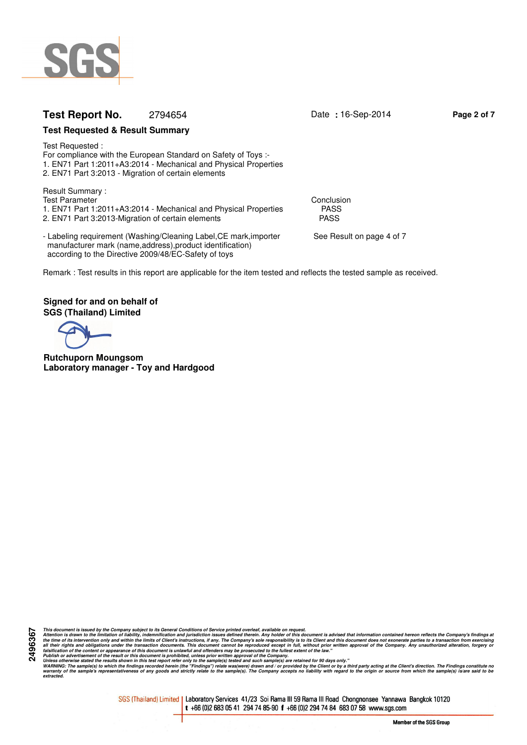**Test Report No.** 2794654 Date : 16-Sep-2014

## Test Requested & Result Summary

Test Requested :
For compliance with the European Standard on Safety of Toys :-
1. EN71 Part 1:2011+A3:2014 - Mechanical and Physical Properties
2. EN71 Part 3:2013 - Migration of certain elements

Result Summary :

| Test Parameter | Conclusion |
|---|---|
| 1. EN71 Part 1:2011+A3:2014 - Mechanical and Physical Properties | PASS |
| 2. EN71 Part 3:2013-Migration of certain elements | PASS |
| - Labeling requirement (Washing/Cleaning Label,CE mark,importer manufacturer mark (name,address),product identification) according to the Directive 2009/48/EC-Safety of toys | See Result on page 4 of 7 |

Remark : Test results in this report are applicable for the item tested and reflects the tested sample as received.

**Signed for and on behalf of**
**SGS (Thailand) Limited**

**Rutchuporn Moungsom**
**Laboratory manager - Toy and Hardgood**

*This document is issued by the Company subject to its General Conditions of Service printed overleaf, available on request.*
*Attention is drawn to the limitation of liability, indemnification and jurisdiction issues defined therein. Any holder of this document is advised that information contained hereon reflects the Company's findings at the time of its intervention only and within the limits of Client's instructions, if any. The Company's sole responsibility is to its Client and this document does not exonerate parties to a transaction from exercising all their rights and obligations under the transaction documents. This document cannot be reproduced except in full, without prior written approval of the Company. Any unauthorized alteration, forgery or falsification of the content or appearance of this document is unlawful and offenders may be prosecuted to the fullest extent of the law."*
*Publish or advertisement of the result or this document is prohibited, unless prior written approval of the Company.*
*Unless otherwise stated the results shown in this test report refer only to the sample(s) tested and such sample(s) are retained for 90 days only."*
*WARNING: The sample(s) to which the findings recorded herein (the "Findings") relate was(were) drawn and / or provided by the Client or by a third party acting at the Client's direction. The Findings constitute no warranty of the sample's representativeness of any goods and strictly relate to the sample(s). The Company accepts no liability with regard to the origin or source from which the sample(s) is/are said to be extracted.*

2496367

SGS (Thailand) Limited | Laboratory Services 41/23 Soi Rama III 59 Rama III Road Chongnonsee Yannawa Bangkok 10120
t +66 (0)2 683 05 41 294 74 85-90 f +66 (0)2 294 74 84 683 07 58 www.sgs.com

Member of the SGS Group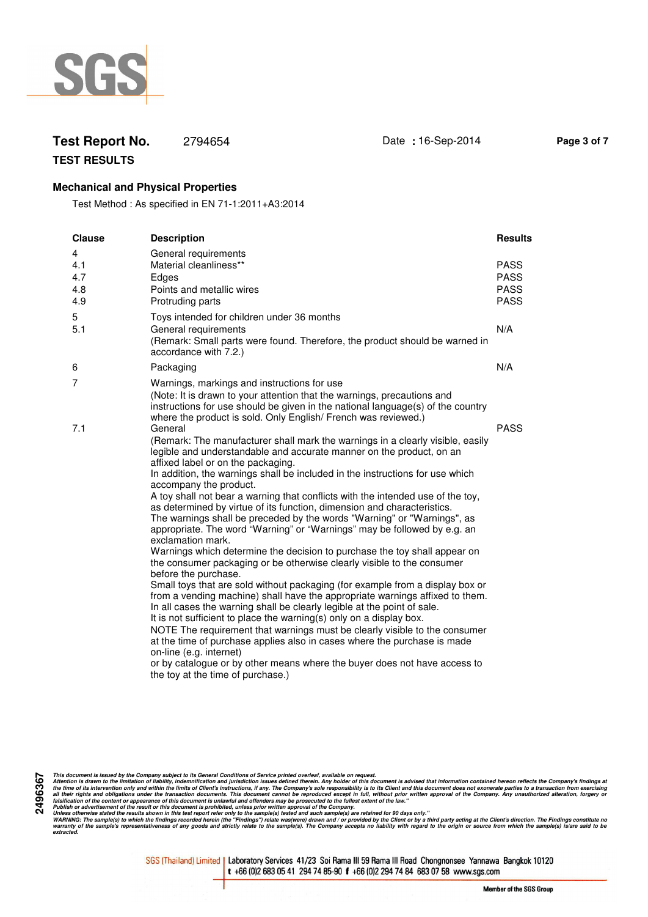**Test Report No.** 2794654 Date : 16-Sep-2014

**TEST RESULTS**

### Mechanical and Physical Properties

Test Method : As specified in EN 71-1:2011+A3:2014

| Clause | Description | Results |
|---|---|---|
| 4 | General requirements | |
| 4.1 | Material cleanliness** | PASS |
| 4.7 | Edges | PASS |
| 4.8 | Points and metallic wires | PASS |
| 4.9 | Protruding parts | PASS |
| 5 | Toys intended for children under 36 months | |
| 5.1 | General requirements<br>(Remark: Small parts were found. Therefore, the product should be warned in accordance with 7.2.) | N/A |
| 6 | Packaging | N/A |
| 7 | Warnings, markings and instructions for use<br>(Note: It is drawn to your attention that the warnings, precautions and instructions for use should be given in the national language(s) of the country where the product is sold. Only English/ French was reviewed.) | |
| 7.1 | General<br>(Remark: The manufacturer shall mark the warnings in a clearly visible, easily legible and understandable and accurate manner on the product, on an affixed label or on the packaging.<br>In addition, the warnings shall be included in the instructions for use which accompany the product.<br>A toy shall not bear a warning that conflicts with the intended use of the toy, as determined by virtue of its function, dimension and characteristics.<br>The warnings shall be preceded by the words "Warning" or "Warnings", as appropriate. The word "Warning" or "Warnings" may be followed by e.g. an exclamation mark.<br>Warnings which determine the decision to purchase the toy shall appear on the consumer packaging or be otherwise clearly visible to the consumer before the purchase.<br>Small toys that are sold without packaging (for example from a display box or from a vending machine) shall have the appropriate warnings affixed to them. In all cases the warning shall be clearly legible at the point of sale.<br>It is not sufficient to place the warning(s) only on a display box.<br>NOTE The requirement that warnings must be clearly visible to the consumer at the time of purchase applies also in cases where the purchase is made on-line (e.g. internet)<br>or by catalogue or by other means where the buyer does not have access to the toy at the time of purchase.) | PASS |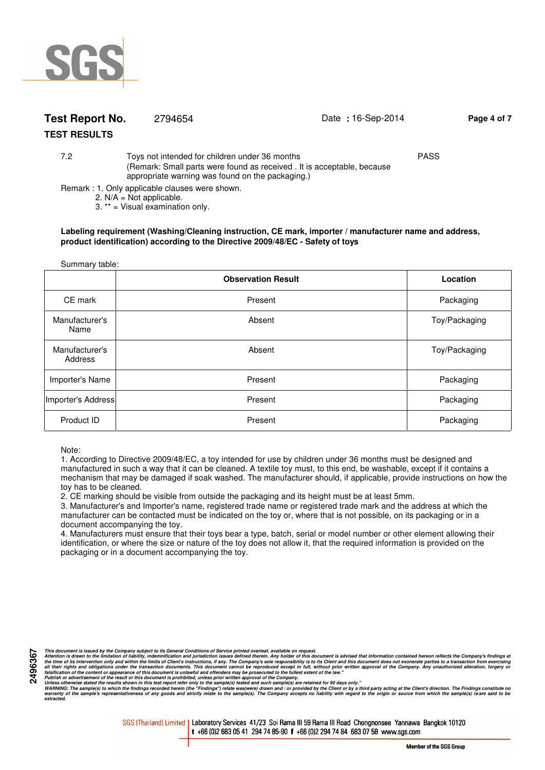**Test Report No.** 2794654 Date : 16-Sep-2014

**TEST RESULTS**

| | | |
|---|---|---|
| 7.2 | Toys not intended for children under 36 months (Remark: Small parts were found as received . It is acceptable, because appropriate warning was found on the packaging.) | PASS |

Remark : 1. Only applicable clauses were shown.
2. N/A = Not applicable.
3. ** = Visual examination only.

**Labeling requirement (Washing/Cleaning instruction, CE mark, importer / manufacturer name and address, product identification) according to the Directive 2009/48/EC - Safety of toys**

Summary table:

| | Observation Result | Location |
|---|---|---|
| CE mark | Present | Packaging |
| Manufacturer's Name | Absent | Toy/Packaging |
| Manufacturer's Address | Absent | Toy/Packaging |
| Importer's Name | Present | Packaging |
| Importer's Address | Present | Packaging |
| Product ID | Present | Packaging |

Note:
1. According to Directive 2009/48/EC, a toy intended for use by children under 36 months must be designed and manufactured in such a way that it can be cleaned. A textile toy must, to this end, be washable, except if it contains a mechanism that may be damaged if soak washed. The manufacturer should, if applicable, provide instructions on how the toy has to be cleaned.
2. CE marking should be visible from outside the packaging and its height must be at least 5mm.
3. Manufacturer's and Importer's name, registered trade name or registered trade mark and the address at which the manufacturer can be contacted must be indicated on the toy or, where that is not possible, on its packaging or in a document accompanying the toy.
4. Manufacturers must ensure that their toys bear a type, batch, serial or model number or other element allowing their identification, or where the size or nature of the toy does not allow it, that the required information is provided on the packaging or in a document accompanying the toy.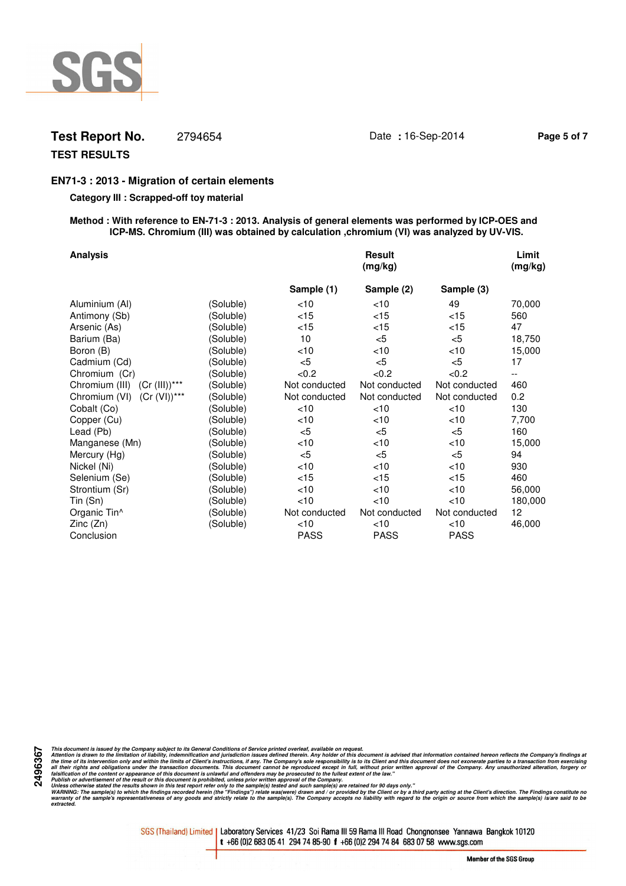**Test Report No.** 2794654 Date : 16-Sep-2014

**TEST RESULTS**

## EN71-3 : 2013 - Migration of certain elements

**Category III : Scrapped-off toy material**

**Method : With reference to EN-71-3 : 2013. Analysis of general elements was performed by ICP-OES and ICP-MS. Chromium (III) was obtained by calculation ,chromium (VI) was analyzed by UV-VIS.**

| **Analysis** | | **Result (mg/kg)** | | | **Limit (mg/kg)** |
|---|---|---|---|---|---|
| | | **Sample (1)** | **Sample (2)** | **Sample (3)** | |
| Aluminium (Al) | (Soluble) | <10 | <10 | 49 | 70,000 |
| Antimony (Sb) | (Soluble) | <15 | <15 | <15 | 560 |
| Arsenic (As) | (Soluble) | <15 | <15 | <15 | 47 |
| Barium (Ba) | (Soluble) | 10 | <5 | <5 | 18,750 |
| Boron (B) | (Soluble) | <10 | <10 | <10 | 15,000 |
| Cadmium (Cd) | (Soluble) | <5 | <5 | <5 | 17 |
| Chromium (Cr) | (Soluble) | <0.2 | <0.2 | <0.2 | -- |
| Chromium (III) (Cr (III))*** | (Soluble) | Not conducted | Not conducted | Not conducted | 460 |
| Chromium (VI) (Cr (VI))*** | (Soluble) | Not conducted | Not conducted | Not conducted | 0.2 |
| Cobalt (Co) | (Soluble) | <10 | <10 | <10 | 130 |
| Copper (Cu) | (Soluble) | <10 | <10 | <10 | 7,700 |
| Lead (Pb) | (Soluble) | <5 | <5 | <5 | 160 |
| Manganese (Mn) | (Soluble) | <10 | <10 | <10 | 15,000 |
| Mercury (Hg) | (Soluble) | <5 | <5 | <5 | 94 |
| Nickel (Ni) | (Soluble) | <10 | <10 | <10 | 930 |
| Selenium (Se) | (Soluble) | <15 | <15 | <15 | 460 |
| Strontium (Sr) | (Soluble) | <10 | <10 | <10 | 56,000 |
| Tin (Sn) | (Soluble) | <10 | <10 | <10 | 180,000 |
| Organic Tin^ | (Soluble) | Not conducted | Not conducted | Not conducted | 12 |
| Zinc (Zn) | (Soluble) | <10 | <10 | <10 | 46,000 |
| Conclusion | | PASS | PASS | PASS | |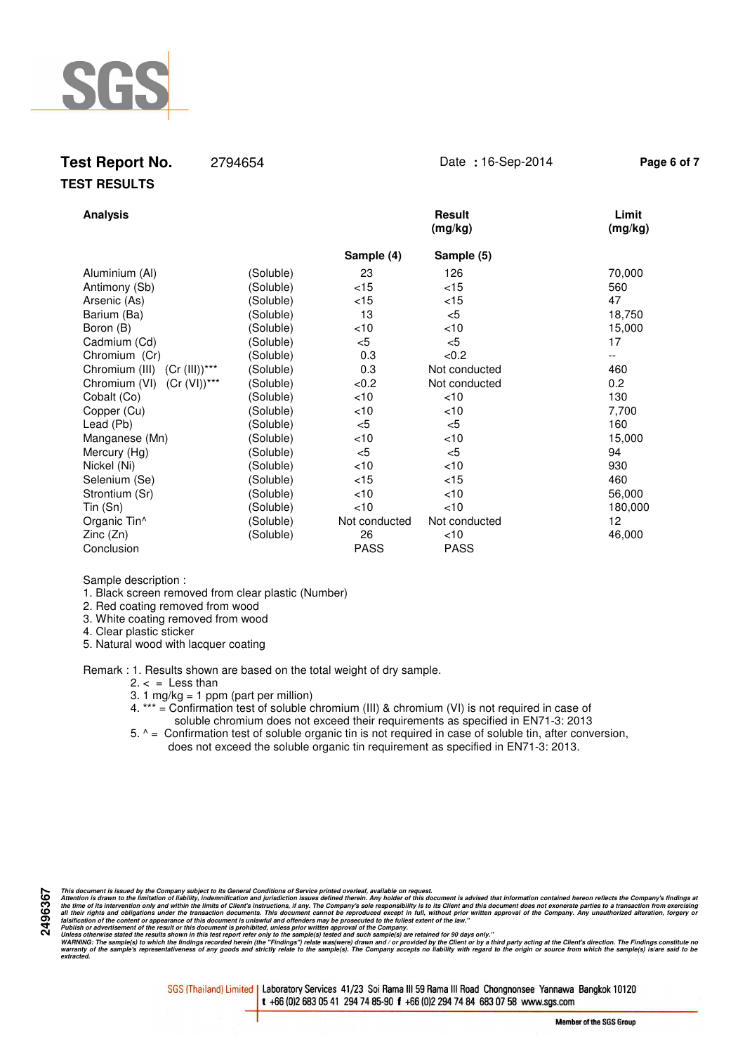**Test Report No.** 2794654 Date : 16-Sep-2014

**TEST RESULTS**

| **Analysis** | | **Result (mg/kg)** | | **Limit (mg/kg)** |
|---|---|---|---|---|
| | | **Sample (4)** | **Sample (5)** | |
| Aluminium (Al) | (Soluble) | 23 | 126 | 70,000 |
| Antimony (Sb) | (Soluble) | <15 | <15 | 560 |
| Arsenic (As) | (Soluble) | <15 | <15 | 47 |
| Barium (Ba) | (Soluble) | 13 | <5 | 18,750 |
| Boron (B) | (Soluble) | <10 | <10 | 15,000 |
| Cadmium (Cd) | (Soluble) | <5 | <5 | 17 |
| Chromium (Cr) | (Soluble) | 0.3 | <0.2 | -- |
| Chromium (III) (Cr (III))*** | (Soluble) | 0.3 | Not conducted | 460 |
| Chromium (VI) (Cr (VI))*** | (Soluble) | <0.2 | Not conducted | 0.2 |
| Cobalt (Co) | (Soluble) | <10 | <10 | 130 |
| Copper (Cu) | (Soluble) | <10 | <10 | 7,700 |
| Lead (Pb) | (Soluble) | <5 | <5 | 160 |
| Manganese (Mn) | (Soluble) | <10 | <10 | 15,000 |
| Mercury (Hg) | (Soluble) | <5 | <5 | 94 |
| Nickel (Ni) | (Soluble) | <10 | <10 | 930 |
| Selenium (Se) | (Soluble) | <15 | <15 | 460 |
| Strontium (Sr) | (Soluble) | <10 | <10 | 56,000 |
| Tin (Sn) | (Soluble) | <10 | <10 | 180,000 |
| Organic Tin^ | (Soluble) | Not conducted | Not conducted | 12 |
| Zinc (Zn) | (Soluble) | 26 | <10 | 46,000 |
| Conclusion | | PASS | PASS | |

Sample description :

1. Black screen removed from clear plastic (Number)
2. Red coating removed from wood
3. White coating removed from wood
4. Clear plastic sticker
5. Natural wood with lacquer coating

Remark : 1. Results shown are based on the total weight of dry sample.

2. < = Less than
3. 1 mg/kg = 1 ppm (part per million)
4. *** = Confirmation test of soluble chromium (III) & chromium (VI) is not required in case of soluble chromium does not exceed their requirements as specified in EN71-3: 2013
5. ^ = Confirmation test of soluble organic tin is not required in case of soluble tin, after conversion, does not exceed the soluble organic tin requirement as specified in EN71-3: 2013.

*This document is issued by the Company subject to its General Conditions of Service printed overleaf, available on request.*
*Attention is drawn to the limitation of liability, indemnification and jurisdiction issues defined therein. Any holder of this document is advised that information contained hereon reflects the Company's findings at the time of its intervention only and within the limits of Client's instructions, if any. The Company's sole responsibility is to its Client and this document does not exonerate parties to a transaction from exercising all their rights and obligations under the transaction documents. This document cannot be reproduced except in full, without prior written approval of the Company. Any unauthorized alteration, forgery or falsification of the content or appearance of this document is unlawful and offenders may be prosecuted to the fullest extent of the law."*
*Publish or advertisement of the result or this document is prohibited, unless prior written approval of the Company.*
*Unless otherwise stated the results shown in this test report refer only to the sample(s) tested and such sample(s) are retained for 90 days only."*
*WARNING: The sample(s) to which the findings recorded herein (the "Findings") relate was(were) drawn and / or provided by the Client or by a third party acting at the Client's direction. The Findings constitute no warranty of the sample's representativeness of any goods and strictly relate to the sample(s). The Company accepts no liability with regard to the origin or source from which the sample(s) is/are said to be extracted.*

2496367

SGS (Thailand) Limited | Laboratory Services 41/23 Soi Rama III 59 Rama III Road Chongnonsee Yannawa Bangkok 10120
t +66 (0)2 683 05 41 294 74 85-90 f +66 (0)2 294 74 84 683 07 58 www.sgs.com

Member of the SGS Group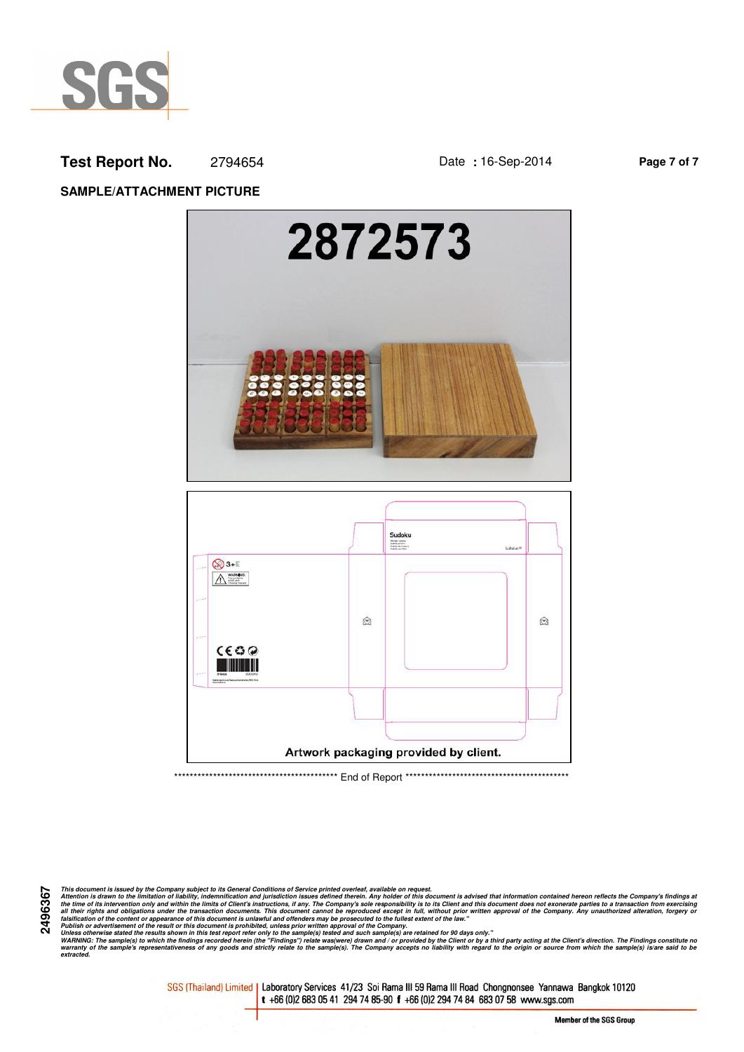**Test Report No.** 2794654 Date : 16-Sep-2014

**SAMPLE/ATTACHMENT PICTURE**

2872573

Artwork packaging provided by client.

\*\*\*\*\*\*\*\*\*\*\*\*\*\*\*\*\*\*\*\*\*\*\*\*\*\*\*\*\*\*\*\*\*\*\*\*\*\*\*\*\*\*\*\* End of Report \*\*\*\*\*\*\*\*\*\*\*\*\*\*\*\*\*\*\*\*\*\*\*\*\*\*\*\*\*\*\*\*\*\*\*\*\*\*\*\*\*\*\*\*

*This document is issued by the Company subject to its General Conditions of Service printed overleaf, available on request.*
*Attention is drawn to the limitation of liability, indemnification and jurisdiction issues defined therein. Any holder of this document is advised that information contained hereon reflects the Company's findings at the time of its intervention only and within the limits of Client's instructions, if any. The Company's sole responsibility is to its Client and this document does not exonerate parties to a transaction from exercising all their rights and obligations under the transaction documents. This document cannot be reproduced except in full, without prior written approval of the Company. Any unauthorized alteration, forgery or falsification of the content or appearance of this document is unlawful and offenders may be prosecuted to the fullest extent of the law."*
*Publish or advertisement of the result or this document is prohibited, unless prior written approval of the Company.*
*Unless otherwise stated the results shown in this test report refer only to the sample(s) tested and such sample(s) are retained for 90 days only."*
*WARNING: The sample(s) to which the findings recorded herein (the "Findings") relate was(were) drawn and / or provided by the Client or by a third party acting at the Client's direction. The Findings constitute no warranty of the sample's representativeness of any goods and strictly relate to the sample(s). The Company accepts no liability with regard to the origin or source from which the sample(s) is/are said to be extracted.*

2496367

SGS (Thailand) Limited | Laboratory Services 41/23 Soi Rama III 59 Rama III Road Chongnonsee Yannawa Bangkok 10120
t +66 (0)2 683 05 41 294 74 85-90 f +66 (0)2 294 74 84 683 07 58 www.sgs.com

Member of the SGS Group